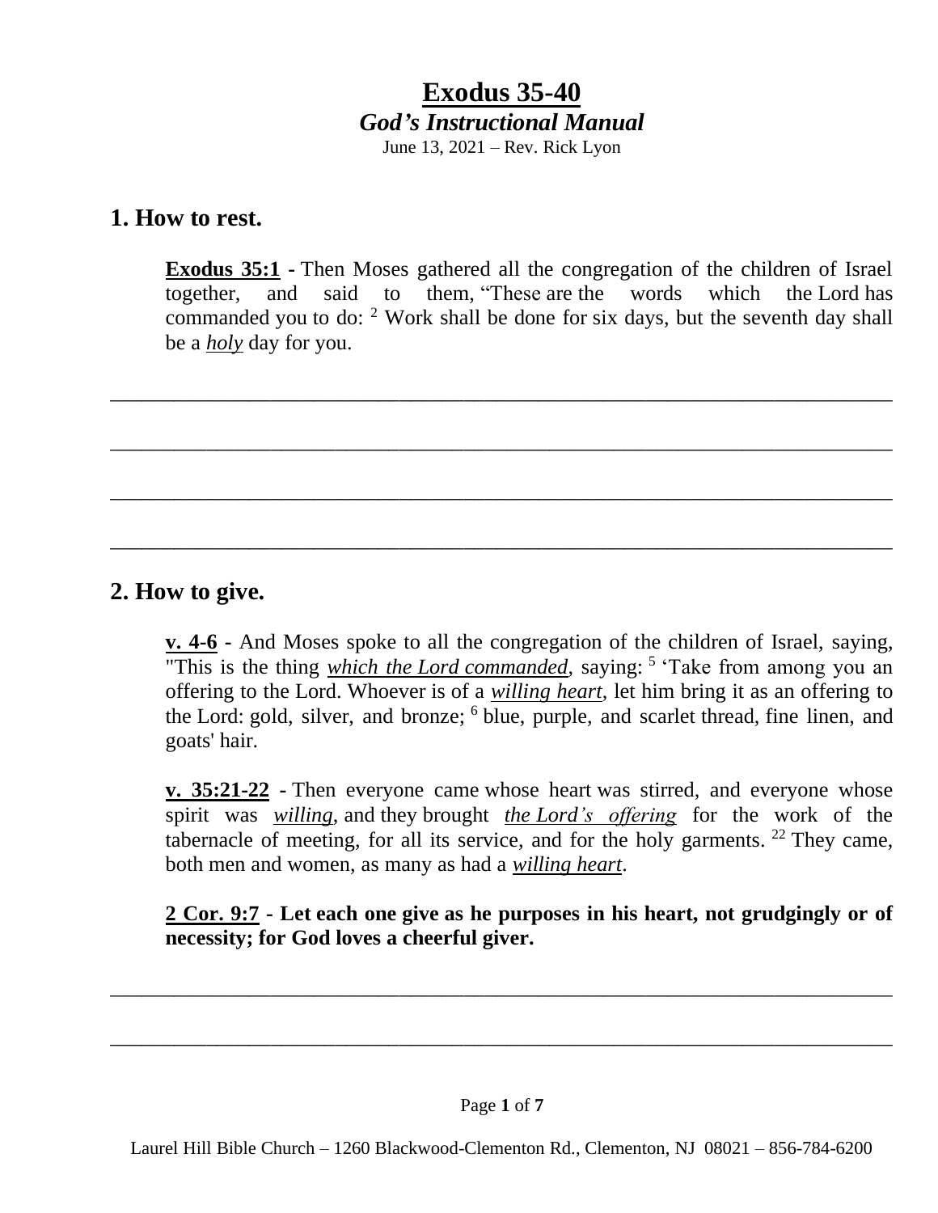# Exodus 35-40

***God's Instructional Manual***

June 13, 2021 – Rev. Rick Lyon

## 1. How to rest.

**Exodus 35:1** - Then Moses gathered all the congregation of the children of Israel together, and said to them, "These are the words which the Lord has commanded you to do: [2] Work shall be done for six days, but the seventh day shall be a *holy* day for you.

\_\_\_\_\_\_\_\_\_\_\_\_\_\_\_\_\_\_\_\_\_\_\_\_\_\_\_\_\_\_\_\_\_\_\_\_\_\_\_\_\_\_\_\_\_\_\_\_\_\_\_\_\_\_\_\_\_\_\_\_\_\_\_\_\_\_\_\_\_\_

\_\_\_\_\_\_\_\_\_\_\_\_\_\_\_\_\_\_\_\_\_\_\_\_\_\_\_\_\_\_\_\_\_\_\_\_\_\_\_\_\_\_\_\_\_\_\_\_\_\_\_\_\_\_\_\_\_\_\_\_\_\_\_\_\_\_\_\_\_\_

\_\_\_\_\_\_\_\_\_\_\_\_\_\_\_\_\_\_\_\_\_\_\_\_\_\_\_\_\_\_\_\_\_\_\_\_\_\_\_\_\_\_\_\_\_\_\_\_\_\_\_\_\_\_\_\_\_\_\_\_\_\_\_\_\_\_\_\_\_\_

\_\_\_\_\_\_\_\_\_\_\_\_\_\_\_\_\_\_\_\_\_\_\_\_\_\_\_\_\_\_\_\_\_\_\_\_\_\_\_\_\_\_\_\_\_\_\_\_\_\_\_\_\_\_\_\_\_\_\_\_\_\_\_\_\_\_\_\_\_\_

## 2. How to give.

**v. 4-6** - And Moses spoke to all the congregation of the children of Israel, saying, "This is the thing *which the Lord commanded*, saying: [5] 'Take from among you an offering to the Lord. Whoever is of a *willing heart*, let him bring it as an offering to the Lord: gold, silver, and bronze; [6] blue, purple, and scarlet thread, fine linen, and goats' hair.

**v. 35:21-22** - Then everyone came whose heart was stirred, and everyone whose spirit was *willing*, and they brought *the Lord's offering* for the work of the tabernacle of meeting, for all its service, and for the holy garments. [22] They came, both men and women, as many as had a *willing heart*.

**2 Cor. 9:7 - Let each one give as he purposes in his heart, not grudgingly or of necessity; for God loves a cheerful giver.**

\_\_\_\_\_\_\_\_\_\_\_\_\_\_\_\_\_\_\_\_\_\_\_\_\_\_\_\_\_\_\_\_\_\_\_\_\_\_\_\_\_\_\_\_\_\_\_\_\_\_\_\_\_\_\_\_\_\_\_\_\_\_\_\_\_\_\_\_\_\_

\_\_\_\_\_\_\_\_\_\_\_\_\_\_\_\_\_\_\_\_\_\_\_\_\_\_\_\_\_\_\_\_\_\_\_\_\_\_\_\_\_\_\_\_\_\_\_\_\_\_\_\_\_\_\_\_\_\_\_\_\_\_\_\_\_\_\_\_\_\_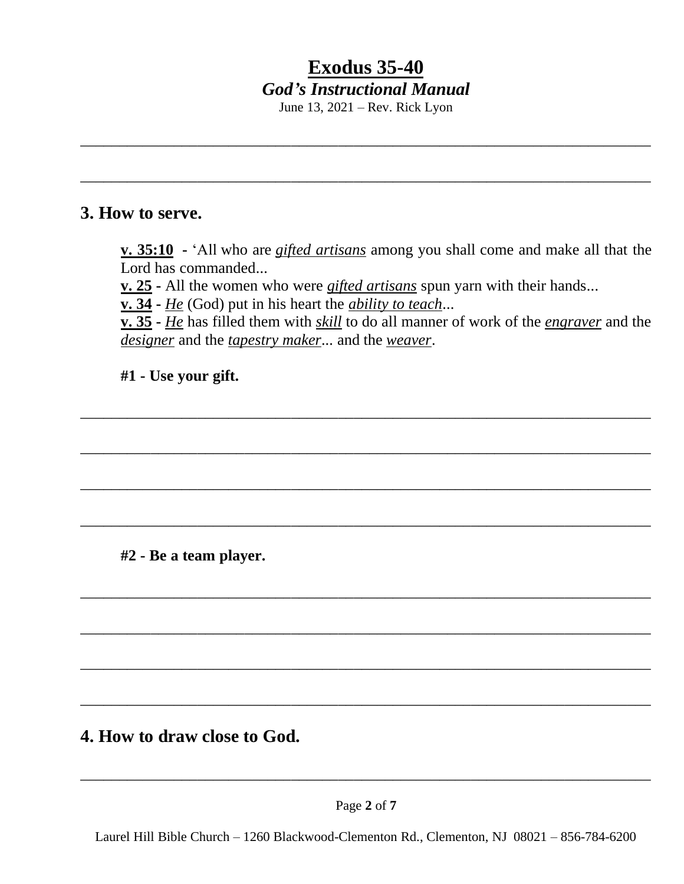# Exodus 35-40

***God's Instructional Manual***

June 13, 2021 – Rev. Rick Lyon

## 3. How to serve.

**v. 35:10** - 'All who are ***gifted artisans*** among you shall come and make all that the Lord has commanded...
**v. 25** - All the women who were ***gifted artisans*** spun yarn with their hands...
**v. 34** - *He* (God) put in his heart the *ability to teach*...
**v. 35** - *He* has filled them with *skill* to do all manner of work of the ***engraver*** and the ***designer*** and the *tapestry maker*... and the *weaver*.

**#1 - Use your gift.**

**#2 - Be a team player.**

## 4. How to draw close to God.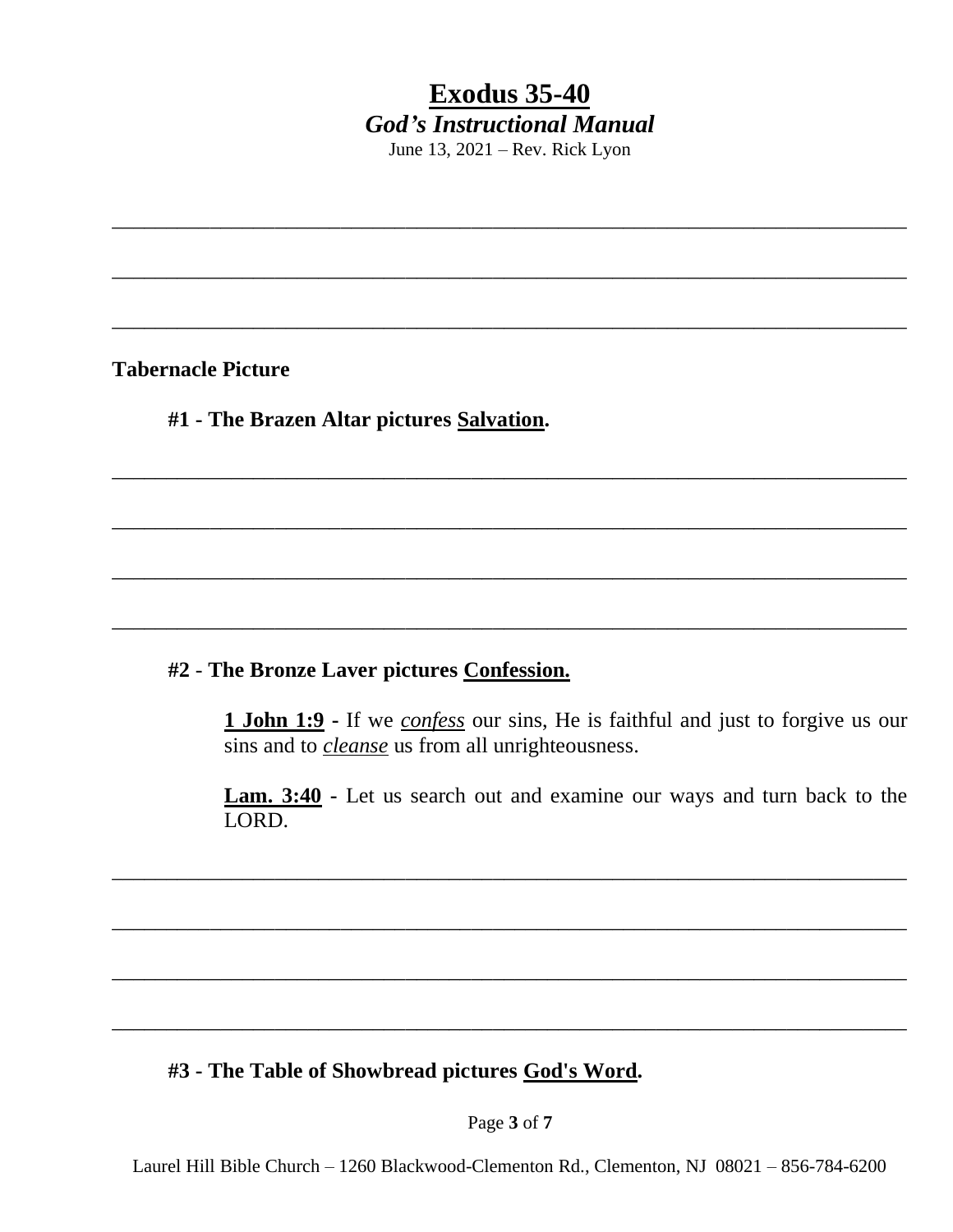# Exodus 35-40

## *God's Instructional Manual*

June 13, 2021 – Rev. Rick Lyon

\_\_\_\_\_\_\_\_\_\_\_\_\_\_\_\_\_\_\_\_\_\_\_\_\_\_\_\_\_\_\_\_\_\_\_\_\_\_\_\_\_\_\_\_\_\_\_\_\_\_\_\_\_\_\_\_\_\_\_\_\_\_\_\_\_\_\_\_\_\_

\_\_\_\_\_\_\_\_\_\_\_\_\_\_\_\_\_\_\_\_\_\_\_\_\_\_\_\_\_\_\_\_\_\_\_\_\_\_\_\_\_\_\_\_\_\_\_\_\_\_\_\_\_\_\_\_\_\_\_\_\_\_\_\_\_\_\_\_\_\_

\_\_\_\_\_\_\_\_\_\_\_\_\_\_\_\_\_\_\_\_\_\_\_\_\_\_\_\_\_\_\_\_\_\_\_\_\_\_\_\_\_\_\_\_\_\_\_\_\_\_\_\_\_\_\_\_\_\_\_\_\_\_\_\_\_\_\_\_\_\_

**Tabernacle Picture**

**#1 - The Brazen Altar pictures <u>Salvation</u>.**

\_\_\_\_\_\_\_\_\_\_\_\_\_\_\_\_\_\_\_\_\_\_\_\_\_\_\_\_\_\_\_\_\_\_\_\_\_\_\_\_\_\_\_\_\_\_\_\_\_\_\_\_\_\_\_\_\_\_\_\_\_\_\_\_\_\_\_\_\_\_

\_\_\_\_\_\_\_\_\_\_\_\_\_\_\_\_\_\_\_\_\_\_\_\_\_\_\_\_\_\_\_\_\_\_\_\_\_\_\_\_\_\_\_\_\_\_\_\_\_\_\_\_\_\_\_\_\_\_\_\_\_\_\_\_\_\_\_\_\_\_

\_\_\_\_\_\_\_\_\_\_\_\_\_\_\_\_\_\_\_\_\_\_\_\_\_\_\_\_\_\_\_\_\_\_\_\_\_\_\_\_\_\_\_\_\_\_\_\_\_\_\_\_\_\_\_\_\_\_\_\_\_\_\_\_\_\_\_\_\_\_

\_\_\_\_\_\_\_\_\_\_\_\_\_\_\_\_\_\_\_\_\_\_\_\_\_\_\_\_\_\_\_\_\_\_\_\_\_\_\_\_\_\_\_\_\_\_\_\_\_\_\_\_\_\_\_\_\_\_\_\_\_\_\_\_\_\_\_\_\_\_

**#2 - The Bronze Laver pictures <u>Confession.</u>**

> **<u>1 John 1:9</u> -** If we *<u>confess</u>* our sins, He is faithful and just to forgive us our sins and to *<u>cleanse</u>* us from all unrighteousness.
>
> **<u>Lam. 3:40</u> -** Let us search out and examine our ways and turn back to the LORD.

\_\_\_\_\_\_\_\_\_\_\_\_\_\_\_\_\_\_\_\_\_\_\_\_\_\_\_\_\_\_\_\_\_\_\_\_\_\_\_\_\_\_\_\_\_\_\_\_\_\_\_\_\_\_\_\_\_\_\_\_\_\_\_\_\_\_\_\_\_\_

\_\_\_\_\_\_\_\_\_\_\_\_\_\_\_\_\_\_\_\_\_\_\_\_\_\_\_\_\_\_\_\_\_\_\_\_\_\_\_\_\_\_\_\_\_\_\_\_\_\_\_\_\_\_\_\_\_\_\_\_\_\_\_\_\_\_\_\_\_\_

\_\_\_\_\_\_\_\_\_\_\_\_\_\_\_\_\_\_\_\_\_\_\_\_\_\_\_\_\_\_\_\_\_\_\_\_\_\_\_\_\_\_\_\_\_\_\_\_\_\_\_\_\_\_\_\_\_\_\_\_\_\_\_\_\_\_\_\_\_\_

\_\_\_\_\_\_\_\_\_\_\_\_\_\_\_\_\_\_\_\_\_\_\_\_\_\_\_\_\_\_\_\_\_\_\_\_\_\_\_\_\_\_\_\_\_\_\_\_\_\_\_\_\_\_\_\_\_\_\_\_\_\_\_\_\_\_\_\_\_\_

**#3 - The Table of Showbread pictures <u>God's Word</u>.**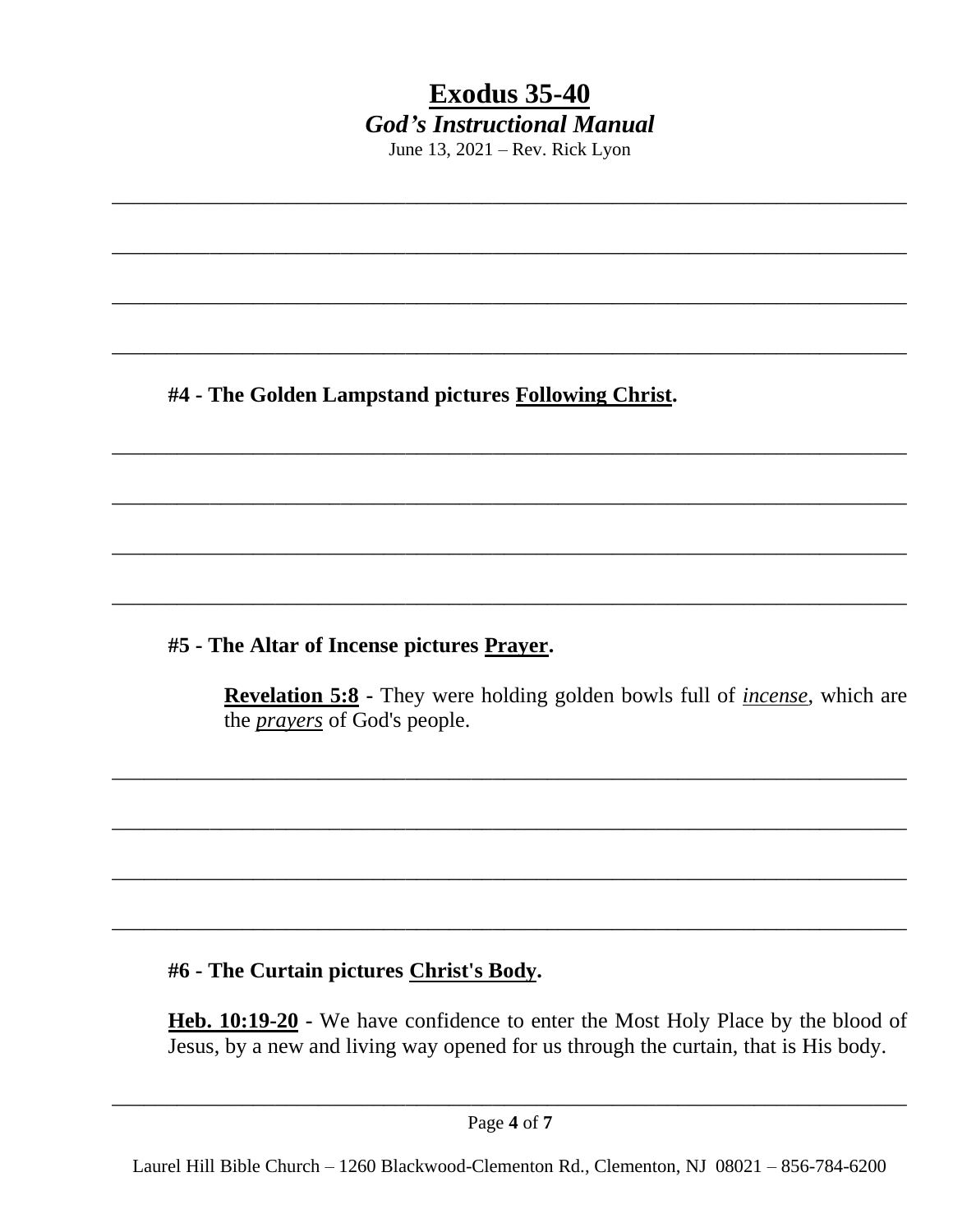**#4 - The Golden Lampstand pictures <u>Following Christ</u>.**

**#5 - The Altar of Incense pictures <u>Prayer</u>.**

> **<u>Revelation 5:8</u> -** They were holding golden bowls full of *<u>incense</u>*, which are the *<u>prayers</u>* of God's people.

**#6 - The Curtain pictures <u>Christ's Body</u>.**

**<u>Heb. 10:19-20</u> -** We have confidence to enter the Most Holy Place by the blood of Jesus, by a new and living way opened for us through the curtain, that is His body.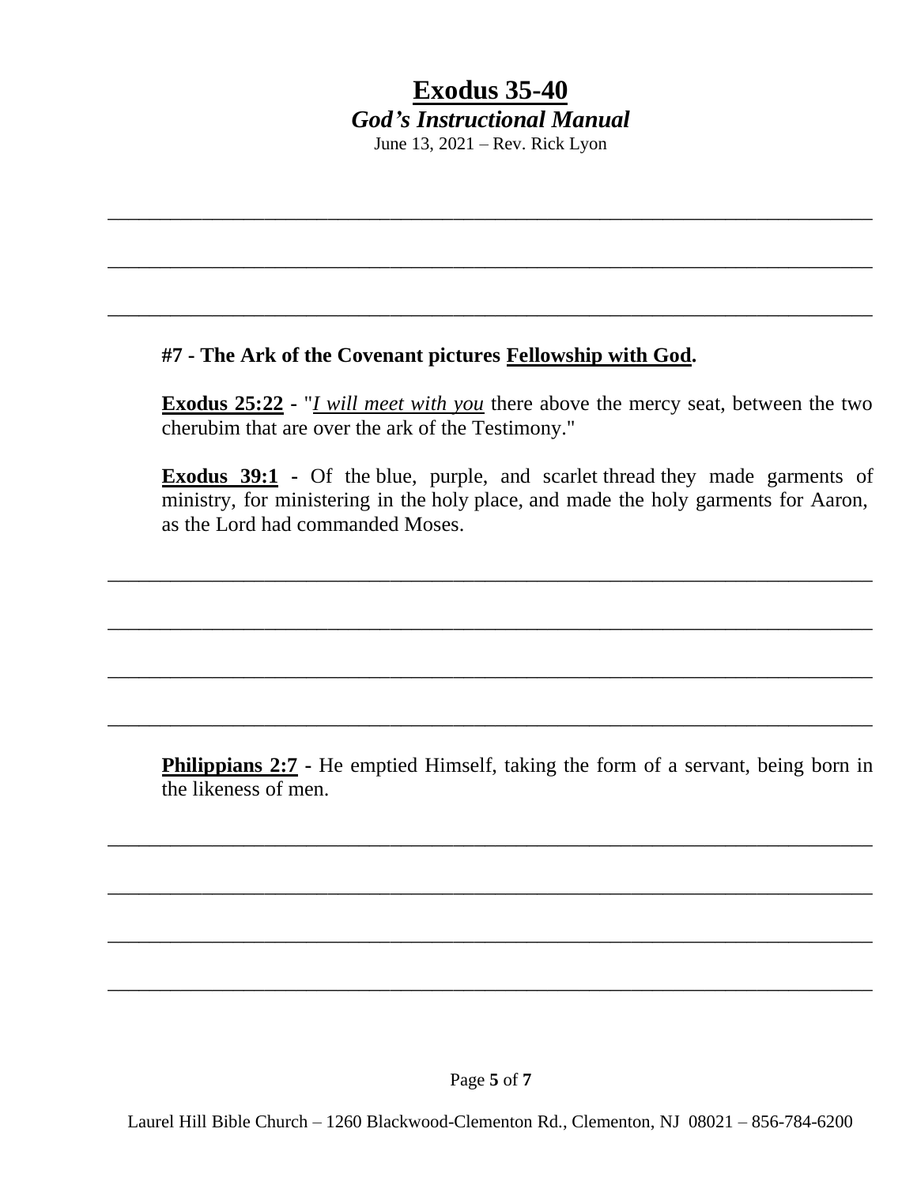# Exodus 35-40

***God's Instructional Manual***

June 13, 2021 – Rev. Rick Lyon

___________________________________________________________________________

___________________________________________________________________________

___________________________________________________________________________

**#7 - The Ark of the Covenant pictures <u>Fellowship with God</u>.**

**<u>Exodus 25:22</u>** - "*<u>I will meet with you</u>* there above the mercy seat, between the two cherubim that are over the ark of the Testimony."

**<u>Exodus 39:1</u>** - Of the blue, purple, and scarlet thread they made garments of ministry, for ministering in the holy place, and made the holy garments for Aaron, as the Lord had commanded Moses.

___________________________________________________________________________

___________________________________________________________________________

___________________________________________________________________________

___________________________________________________________________________

**<u>Philippians 2:7</u>** - He emptied Himself, taking the form of a servant, being born in the likeness of men.

___________________________________________________________________________

___________________________________________________________________________

___________________________________________________________________________

___________________________________________________________________________

Laurel Hill Bible Church – 1260 Blackwood-Clementon Rd., Clementon, NJ 08021 – 856-784-6200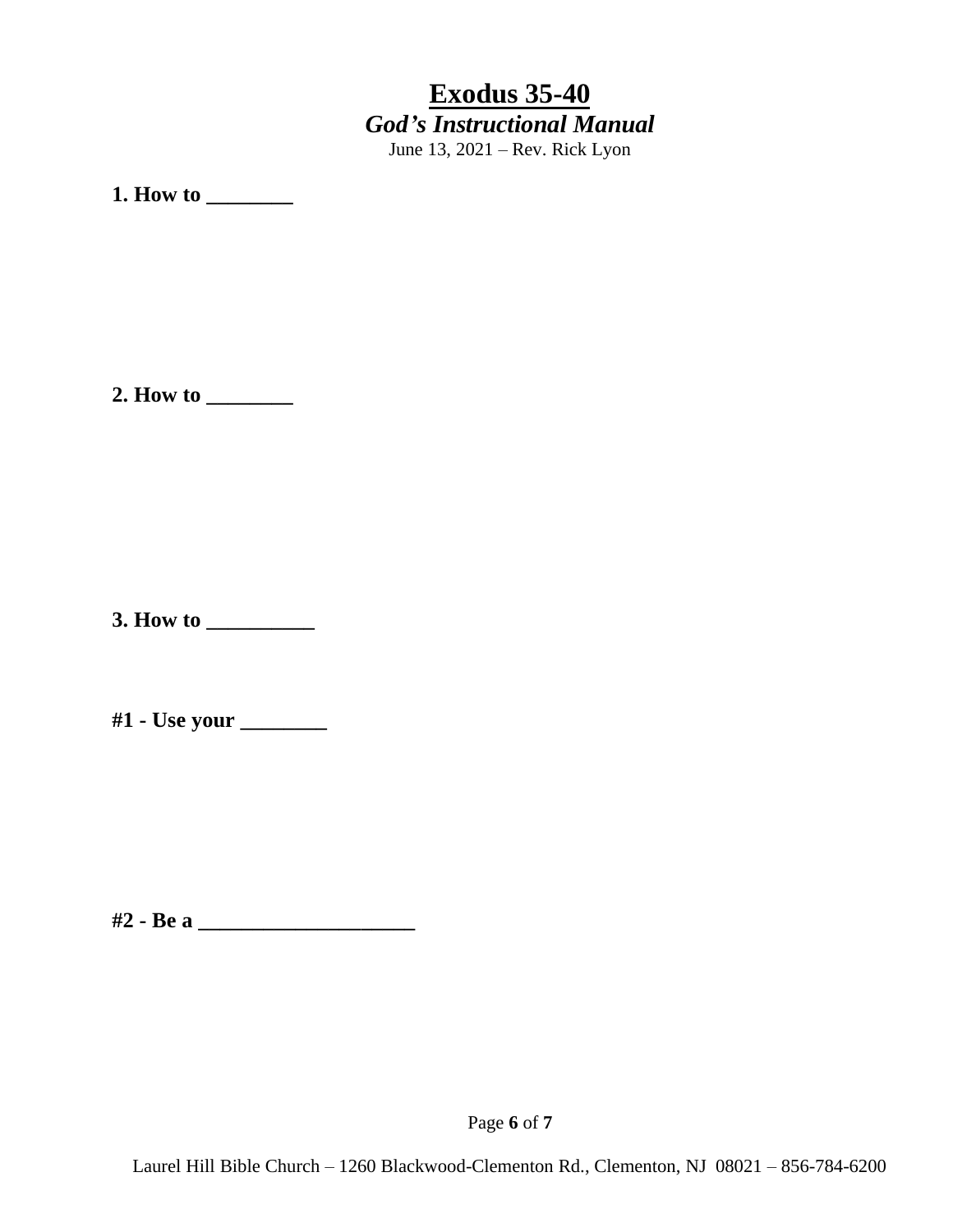# Exodus 35-40

***God's Instructional Manual***

June 13, 2021 – Rev. Rick Lyon

**1. How to ________**

**2. How to ________**

**3. How to __________**

**#1 - Use your ________**

**#2 - Be a ____________________**

Laurel Hill Bible Church – 1260 Blackwood-Clementon Rd., Clementon, NJ 08021 – 856-784-6200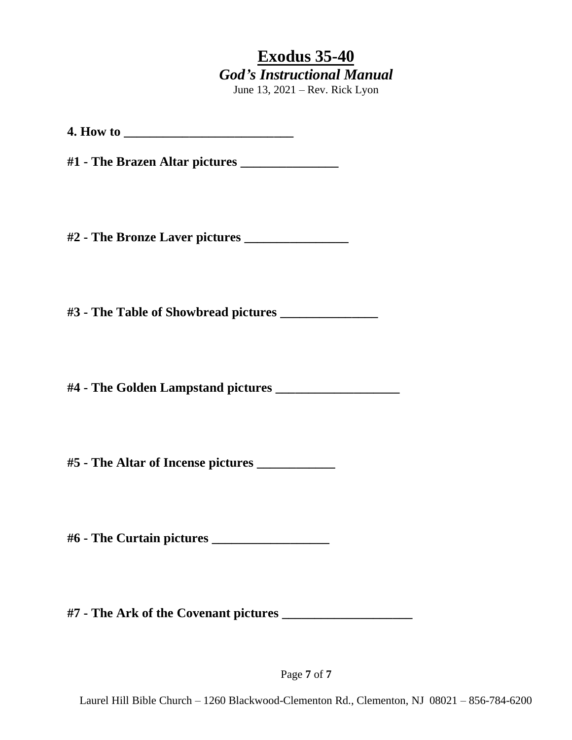# Exodus 35-40

## *God's Instructional Manual*

June 13, 2021 – Rev. Rick Lyon

**4. How to __________________________**

**#1 - The Brazen Altar pictures _______________**

**#2 - The Bronze Laver pictures ________________**

**#3 - The Table of Showbread pictures _______________**

**#4 - The Golden Lampstand pictures ___________________**

**#5 - The Altar of Incense pictures ____________**

**#6 - The Curtain pictures __________________**

**#7 - The Ark of the Covenant pictures ____________________**

Laurel Hill Bible Church – 1260 Blackwood-Clementon Rd., Clementon, NJ 08021 – 856-784-6200